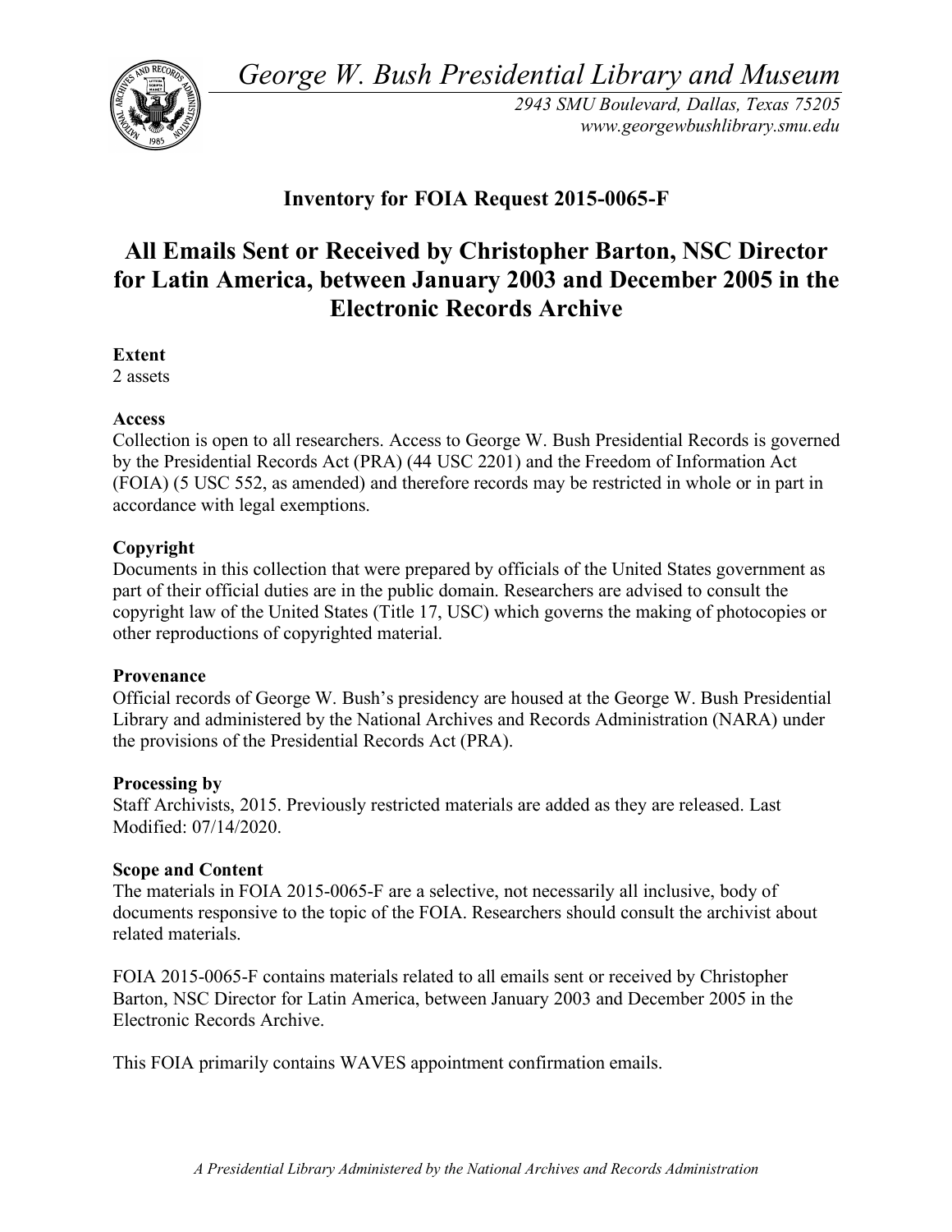*George W. Bush Presidential Library and Museum*

*2943 SMU Boulevard, Dallas, Texas 75205*
*www.georgewbushlibrary.smu.edu*

## Inventory for FOIA Request 2015-0065-F

# All Emails Sent or Received by Christopher Barton, NSC Director for Latin America, between January 2003 and December 2005 in the Electronic Records Archive

**Extent**
2 assets

**Access**
Collection is open to all researchers. Access to George W. Bush Presidential Records is governed by the Presidential Records Act (PRA) (44 USC 2201) and the Freedom of Information Act (FOIA) (5 USC 552, as amended) and therefore records may be restricted in whole or in part in accordance with legal exemptions.

**Copyright**
Documents in this collection that were prepared by officials of the United States government as part of their official duties are in the public domain. Researchers are advised to consult the copyright law of the United States (Title 17, USC) which governs the making of photocopies or other reproductions of copyrighted material.

**Provenance**
Official records of George W. Bush's presidency are housed at the George W. Bush Presidential Library and administered by the National Archives and Records Administration (NARA) under the provisions of the Presidential Records Act (PRA).

**Processing by**
Staff Archivists, 2015. Previously restricted materials are added as they are released. Last Modified: 07/14/2020.

**Scope and Content**
The materials in FOIA 2015-0065-F are a selective, not necessarily all inclusive, body of documents responsive to the topic of the FOIA. Researchers should consult the archivist about related materials.

FOIA 2015-0065-F contains materials related to all emails sent or received by Christopher Barton, NSC Director for Latin America, between January 2003 and December 2005 in the Electronic Records Archive.

This FOIA primarily contains WAVES appointment confirmation emails.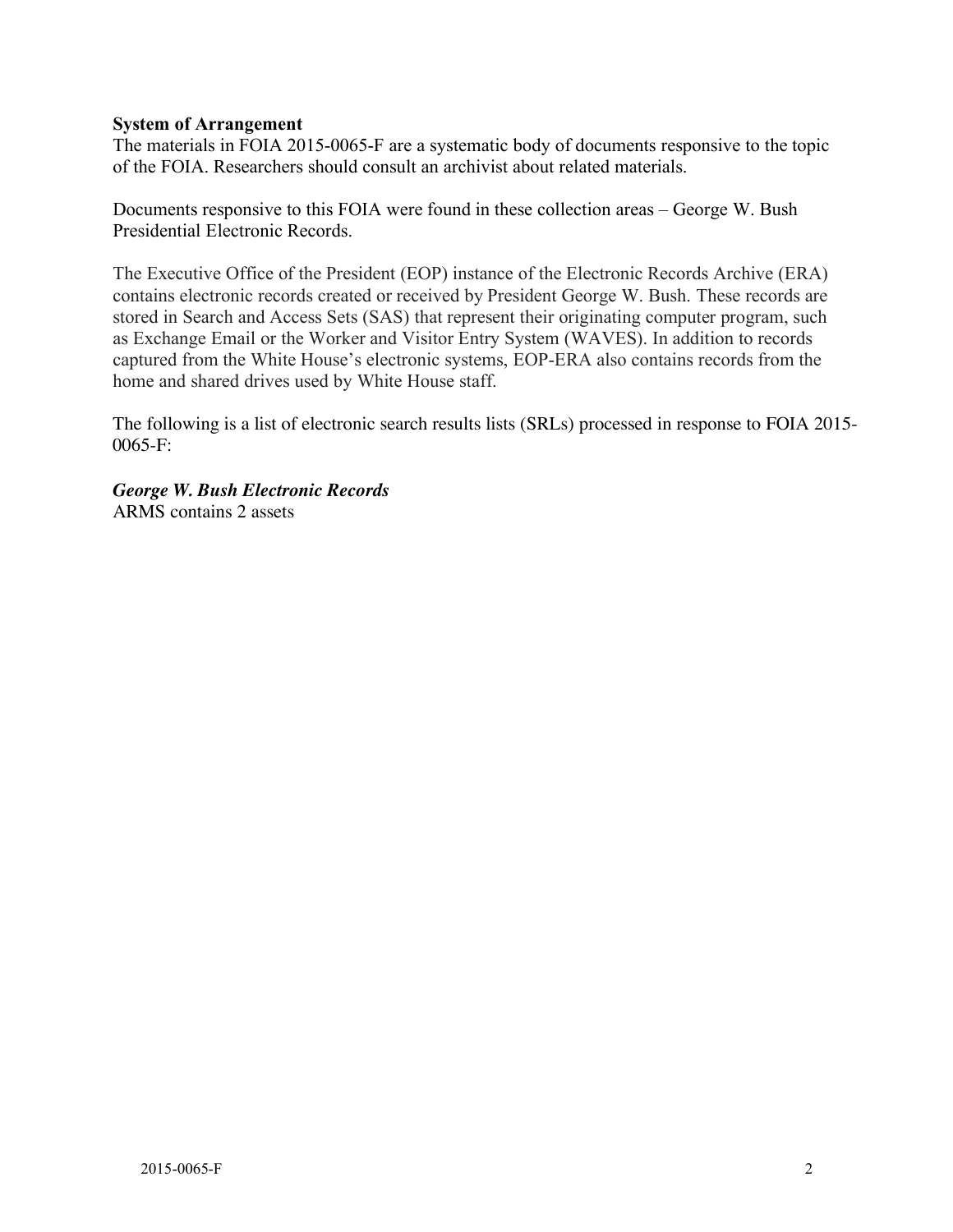**System of Arrangement**
The materials in FOIA 2015-0065-F are a systematic body of documents responsive to the topic of the FOIA. Researchers should consult an archivist about related materials.

Documents responsive to this FOIA were found in these collection areas – George W. Bush Presidential Electronic Records.

The Executive Office of the President (EOP) instance of the Electronic Records Archive (ERA) contains electronic records created or received by President George W. Bush. These records are stored in Search and Access Sets (SAS) that represent their originating computer program, such as Exchange Email or the Worker and Visitor Entry System (WAVES). In addition to records captured from the White House's electronic systems, EOP-ERA also contains records from the home and shared drives used by White House staff.

The following is a list of electronic search results lists (SRLs) processed in response to FOIA 2015-0065-F:

***George W. Bush Electronic Records***
ARMS contains 2 assets